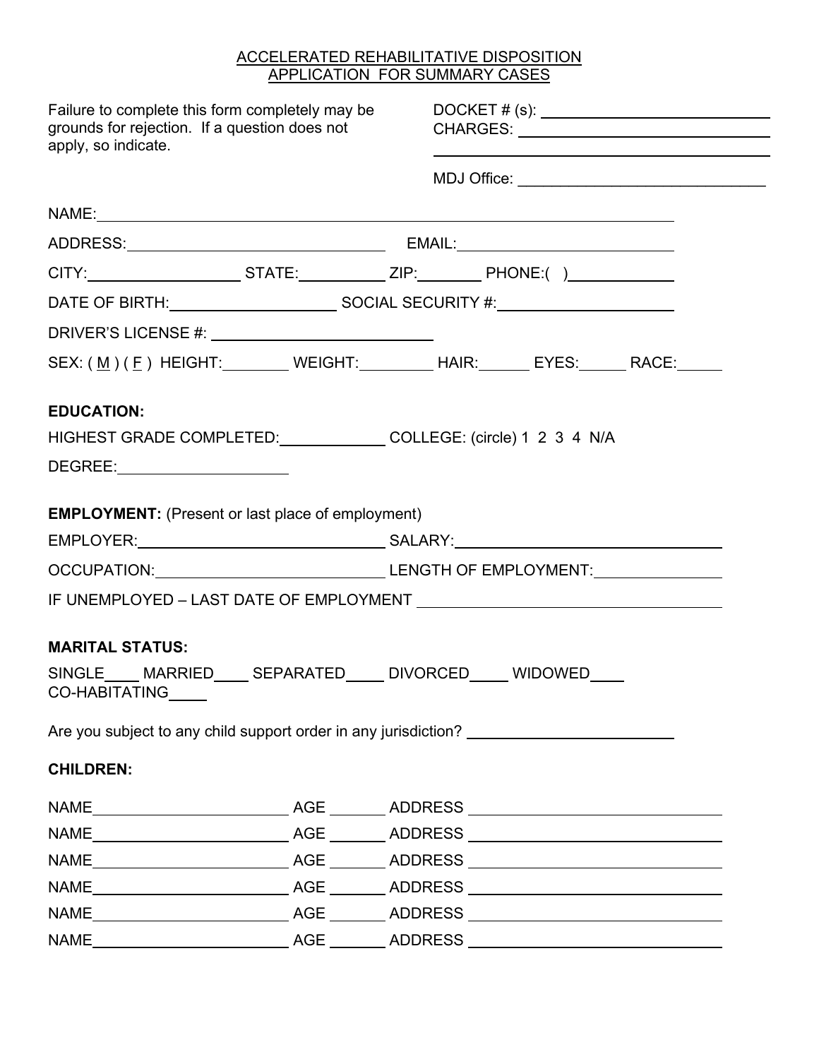# ACCELERATED REHABILITATIVE DISPOSITION
# APPLICATION FOR SUMMARY CASES

Failure to complete this form completely may be grounds for rejection. If a question does not apply, so indicate.

DOCKET # (s): ______________________________

CHARGES: ______________________________

______________________________

MDJ Office: ______________________________

NAME: ______________________________________________________________

ADDRESS: ______________________________ EMAIL: ______________________________

CITY: ____________________ STATE: ____________ ZIP: ________ PHONE:( ) ____________

DATE OF BIRTH: ____________________ SOCIAL SECURITY #: ____________________

DRIVER'S LICENSE #: ______________________________

SEX: ( M ) ( F ) HEIGHT: ________ WEIGHT: ________ HAIR: ______ EYES: ______ RACE: ______

**EDUCATION:**

HIGHEST GRADE COMPLETED: ____________ COLLEGE: (circle) 1 2 3 4 N/A

DEGREE: ____________________

**EMPLOYMENT:** (Present or last place of employment)

EMPLOYER: ______________________________ SALARY: ______________________________

OCCUPATION: ______________________________ LENGTH OF EMPLOYMENT: ______________

IF UNEMPLOYED – LAST DATE OF EMPLOYMENT ______________________________

**MARITAL STATUS:**

SINGLE____ MARRIED____ SEPARATED____ DIVORCED____ WIDOWED____
CO-HABITATING____

Are you subject to any child support order in any jurisdiction? ______________________

**CHILDREN:**

NAME ______________________ AGE ______ ADDRESS ______________________________

NAME ______________________ AGE ______ ADDRESS ______________________________

NAME ______________________ AGE ______ ADDRESS ______________________________

NAME ______________________ AGE ______ ADDRESS ______________________________

NAME ______________________ AGE ______ ADDRESS ______________________________

NAME ______________________ AGE ______ ADDRESS ______________________________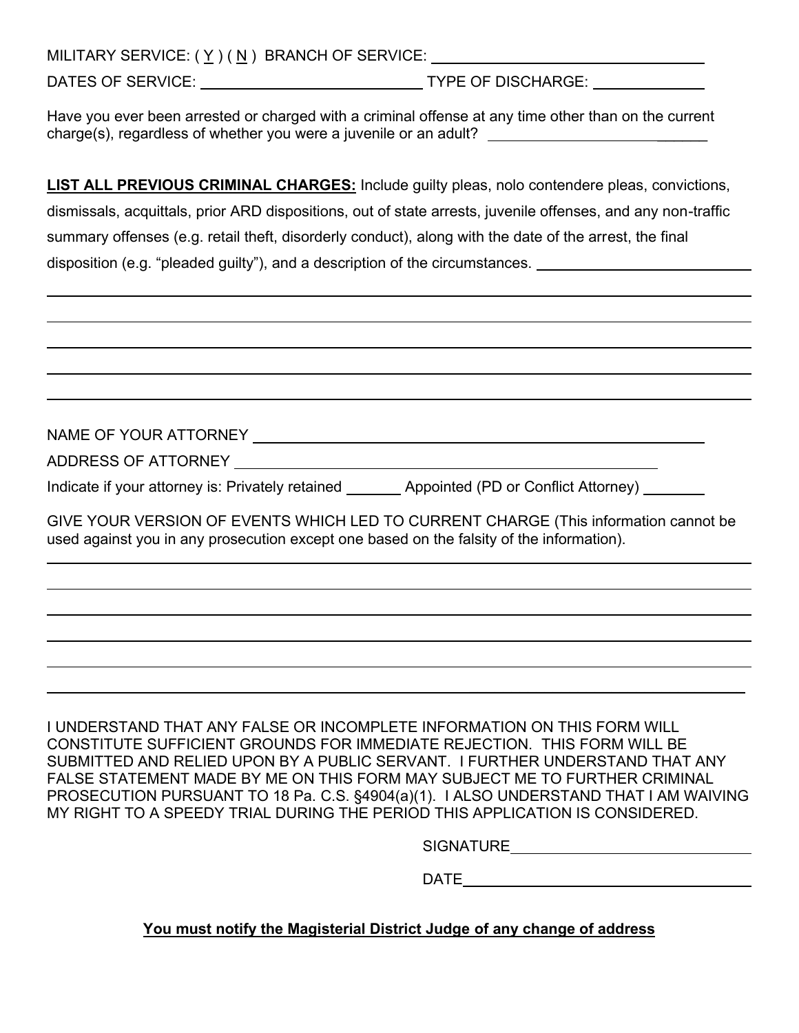MILITARY SERVICE: ( Y ) ( N ) BRANCH OF SERVICE: ______________________________

DATES OF SERVICE: ___________________________ TYPE OF DISCHARGE: _____________

Have you ever been arrested or charged with a criminal offense at any time other than on the current charge(s), regardless of whether you were a juvenile or an adult? __________________________

**LIST ALL PREVIOUS CRIMINAL CHARGES:** Include guilty pleas, nolo contendere pleas, convictions, dismissals, acquittals, prior ARD dispositions, out of state arrests, juvenile offenses, and any non-traffic summary offenses (e.g. retail theft, disorderly conduct), along with the date of the arrest, the final disposition (e.g. "pleaded guilty"), and a description of the circumstances. __________________________

______________________________________________________________________________

______________________________________________________________________________

______________________________________________________________________________

______________________________________________________________________________

______________________________________________________________________________

NAME OF YOUR ATTORNEY ____________________________________________________

ADDRESS OF ATTORNEY ____________________________________________________

Indicate if your attorney is: Privately retained _______ Appointed (PD or Conflict Attorney) _______

GIVE YOUR VERSION OF EVENTS WHICH LED TO CURRENT CHARGE (This information cannot be used against you in any prosecution except one based on the falsity of the information).

______________________________________________________________________________

______________________________________________________________________________

______________________________________________________________________________

______________________________________________________________________________

______________________________________________________________________________

______________________________________________________________________________

I UNDERSTAND THAT ANY FALSE OR INCOMPLETE INFORMATION ON THIS FORM WILL CONSTITUTE SUFFICIENT GROUNDS FOR IMMEDIATE REJECTION. THIS FORM WILL BE SUBMITTED AND RELIED UPON BY A PUBLIC SERVANT. I FURTHER UNDERSTAND THAT ANY FALSE STATEMENT MADE BY ME ON THIS FORM MAY SUBJECT ME TO FURTHER CRIMINAL PROSECUTION PURSUANT TO 18 Pa. C.S. §4904(a)(1). I ALSO UNDERSTAND THAT I AM WAIVING MY RIGHT TO A SPEEDY TRIAL DURING THE PERIOD THIS APPLICATION IS CONSIDERED.

SIGNATURE ______________________________

DATE ______________________________

**You must notify the Magisterial District Judge of any change of address**